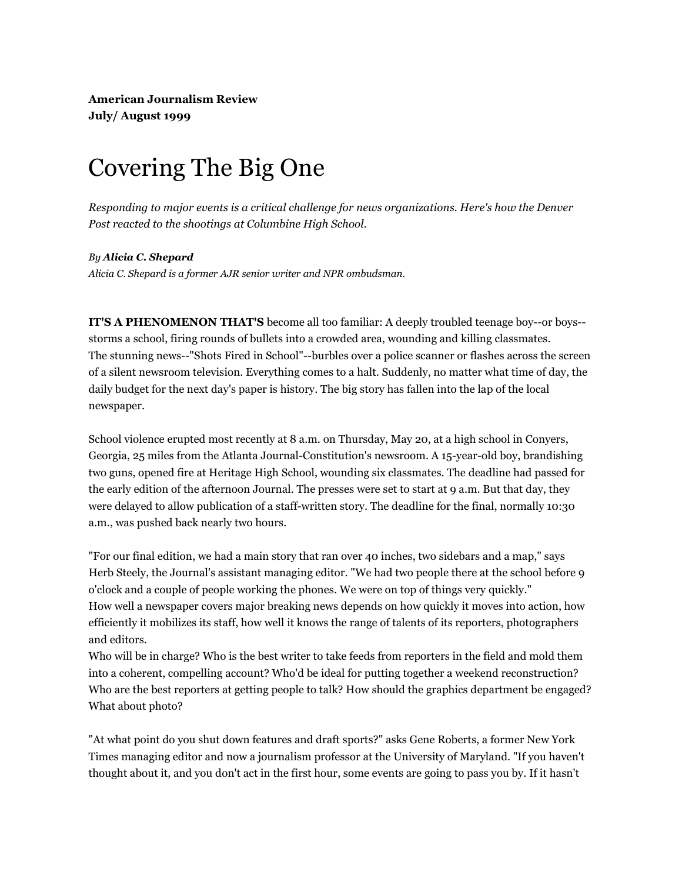**American Journalism Review**
**July/ August 1999**

# Covering The Big One

*Responding to major events is a critical challenge for news organizations. Here's how the Denver Post reacted to the shootings at Columbine High School.*

*By* ***Alicia C. Shepard***
*Alicia C. Shepard is a former AJR senior writer and NPR ombudsman.*

**IT'S A PHENOMENON THAT'S** become all too familiar: A deeply troubled teenage boy--or boys--storms a school, firing rounds of bullets into a crowded area, wounding and killing classmates. The stunning news--"Shots Fired in School"--burbles over a police scanner or flashes across the screen of a silent newsroom television. Everything comes to a halt. Suddenly, no matter what time of day, the daily budget for the next day's paper is history. The big story has fallen into the lap of the local newspaper.

School violence erupted most recently at 8 a.m. on Thursday, May 20, at a high school in Conyers, Georgia, 25 miles from the Atlanta Journal-Constitution's newsroom. A 15-year-old boy, brandishing two guns, opened fire at Heritage High School, wounding six classmates. The deadline had passed for the early edition of the afternoon Journal. The presses were set to start at 9 a.m. But that day, they were delayed to allow publication of a staff-written story. The deadline for the final, normally 10:30 a.m., was pushed back nearly two hours.

"For our final edition, we had a main story that ran over 40 inches, two sidebars and a map," says Herb Steely, the Journal's assistant managing editor. "We had two people there at the school before 9 o'clock and a couple of people working the phones. We were on top of things very quickly."
How well a newspaper covers major breaking news depends on how quickly it moves into action, how efficiently it mobilizes its staff, how well it knows the range of talents of its reporters, photographers and editors.
Who will be in charge? Who is the best writer to take feeds from reporters in the field and mold them into a coherent, compelling account? Who'd be ideal for putting together a weekend reconstruction? Who are the best reporters at getting people to talk? How should the graphics department be engaged? What about photo?

"At what point do you shut down features and draft sports?" asks Gene Roberts, a former New York Times managing editor and now a journalism professor at the University of Maryland. "If you haven't thought about it, and you don't act in the first hour, some events are going to pass you by. If it hasn't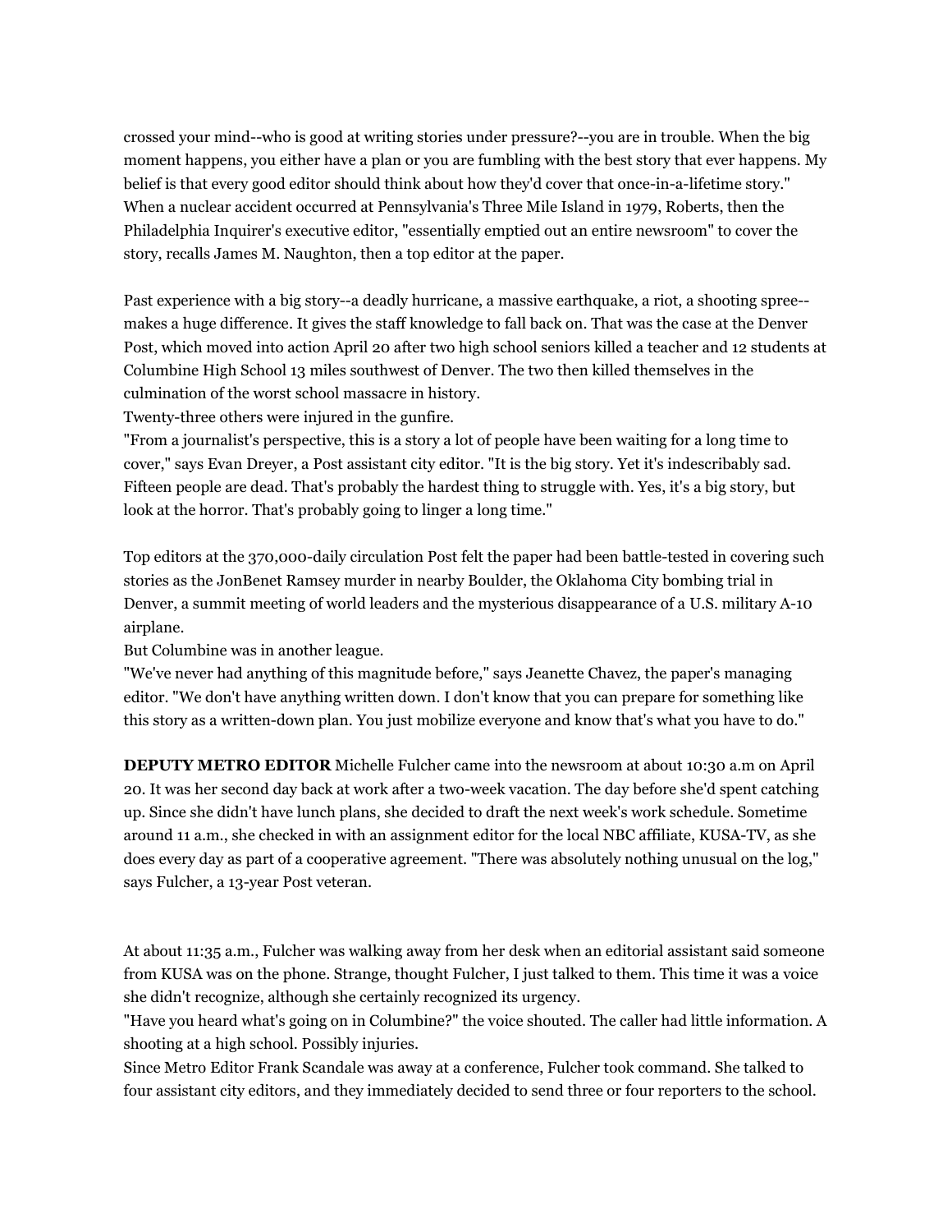crossed your mind--who is good at writing stories under pressure?--you are in trouble. When the big moment happens, you either have a plan or you are fumbling with the best story that ever happens. My belief is that every good editor should think about how they'd cover that once-in-a-lifetime story." When a nuclear accident occurred at Pennsylvania's Three Mile Island in 1979, Roberts, then the Philadelphia Inquirer's executive editor, "essentially emptied out an entire newsroom" to cover the story, recalls James M. Naughton, then a top editor at the paper.

Past experience with a big story--a deadly hurricane, a massive earthquake, a riot, a shooting spree--makes a huge difference. It gives the staff knowledge to fall back on. That was the case at the Denver Post, which moved into action April 20 after two high school seniors killed a teacher and 12 students at Columbine High School 13 miles southwest of Denver. The two then killed themselves in the culmination of the worst school massacre in history.

Twenty-three others were injured in the gunfire.

"From a journalist's perspective, this is a story a lot of people have been waiting for a long time to cover," says Evan Dreyer, a Post assistant city editor. "It is the big story. Yet it's indescribably sad. Fifteen people are dead. That's probably the hardest thing to struggle with. Yes, it's a big story, but look at the horror. That's probably going to linger a long time."

Top editors at the 370,000-daily circulation Post felt the paper had been battle-tested in covering such stories as the JonBenet Ramsey murder in nearby Boulder, the Oklahoma City bombing trial in Denver, a summit meeting of world leaders and the mysterious disappearance of a U.S. military A-10 airplane.

But Columbine was in another league.

"We've never had anything of this magnitude before," says Jeanette Chavez, the paper's managing editor. "We don't have anything written down. I don't know that you can prepare for something like this story as a written-down plan. You just mobilize everyone and know that's what you have to do."

**DEPUTY METRO EDITOR** Michelle Fulcher came into the newsroom at about 10:30 a.m on April 20. It was her second day back at work after a two-week vacation. The day before she'd spent catching up. Since she didn't have lunch plans, she decided to draft the next week's work schedule. Sometime around 11 a.m., she checked in with an assignment editor for the local NBC affiliate, KUSA-TV, as she does every day as part of a cooperative agreement. "There was absolutely nothing unusual on the log," says Fulcher, a 13-year Post veteran.

At about 11:35 a.m., Fulcher was walking away from her desk when an editorial assistant said someone from KUSA was on the phone. Strange, thought Fulcher, I just talked to them. This time it was a voice she didn't recognize, although she certainly recognized its urgency.

"Have you heard what's going on in Columbine?" the voice shouted. The caller had little information. A shooting at a high school. Possibly injuries.

Since Metro Editor Frank Scandale was away at a conference, Fulcher took command. She talked to four assistant city editors, and they immediately decided to send three or four reporters to the school.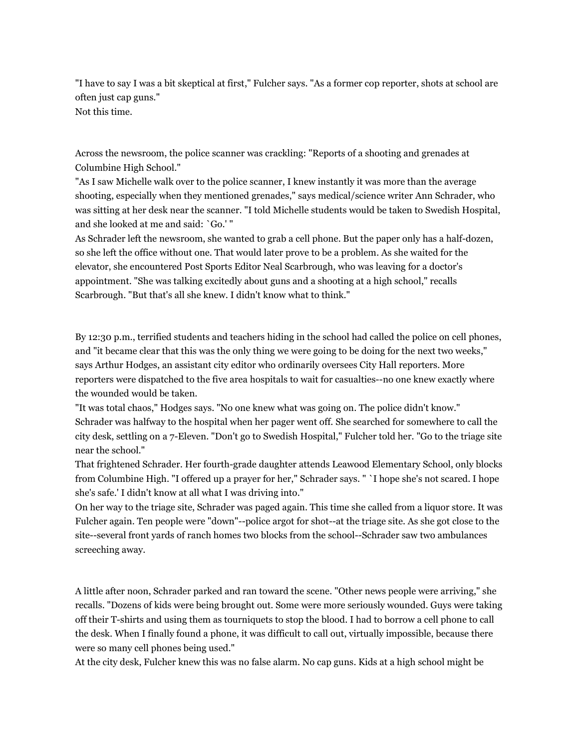"I have to say I was a bit skeptical at first," Fulcher says. "As a former cop reporter, shots at school are often just cap guns."

Not this time.

Across the newsroom, the police scanner was crackling: "Reports of a shooting and grenades at Columbine High School."

"As I saw Michelle walk over to the police scanner, I knew instantly it was more than the average shooting, especially when they mentioned grenades," says medical/science writer Ann Schrader, who was sitting at her desk near the scanner. "I told Michelle students would be taken to Swedish Hospital, and she looked at me and said: `Go.' "

As Schrader left the newsroom, she wanted to grab a cell phone. But the paper only has a half-dozen, so she left the office without one. That would later prove to be a problem. As she waited for the elevator, she encountered Post Sports Editor Neal Scarbrough, who was leaving for a doctor's appointment. "She was talking excitedly about guns and a shooting at a high school," recalls Scarbrough. "But that's all she knew. I didn't know what to think."

By 12:30 p.m., terrified students and teachers hiding in the school had called the police on cell phones, and "it became clear that this was the only thing we were going to be doing for the next two weeks," says Arthur Hodges, an assistant city editor who ordinarily oversees City Hall reporters. More reporters were dispatched to the five area hospitals to wait for casualties--no one knew exactly where the wounded would be taken.

"It was total chaos," Hodges says. "No one knew what was going on. The police didn't know."

Schrader was halfway to the hospital when her pager went off. She searched for somewhere to call the city desk, settling on a 7-Eleven. "Don't go to Swedish Hospital," Fulcher told her. "Go to the triage site near the school."

That frightened Schrader. Her fourth-grade daughter attends Leawood Elementary School, only blocks from Columbine High. "I offered up a prayer for her," Schrader says. " `I hope she's not scared. I hope she's safe.' I didn't know at all what I was driving into."

On her way to the triage site, Schrader was paged again. This time she called from a liquor store. It was Fulcher again. Ten people were "down"--police argot for shot--at the triage site. As she got close to the site--several front yards of ranch homes two blocks from the school--Schrader saw two ambulances screeching away.

A little after noon, Schrader parked and ran toward the scene. "Other news people were arriving," she recalls. "Dozens of kids were being brought out. Some were more seriously wounded. Guys were taking off their T-shirts and using them as tourniquets to stop the blood. I had to borrow a cell phone to call the desk. When I finally found a phone, it was difficult to call out, virtually impossible, because there were so many cell phones being used."

At the city desk, Fulcher knew this was no false alarm. No cap guns. Kids at a high school might be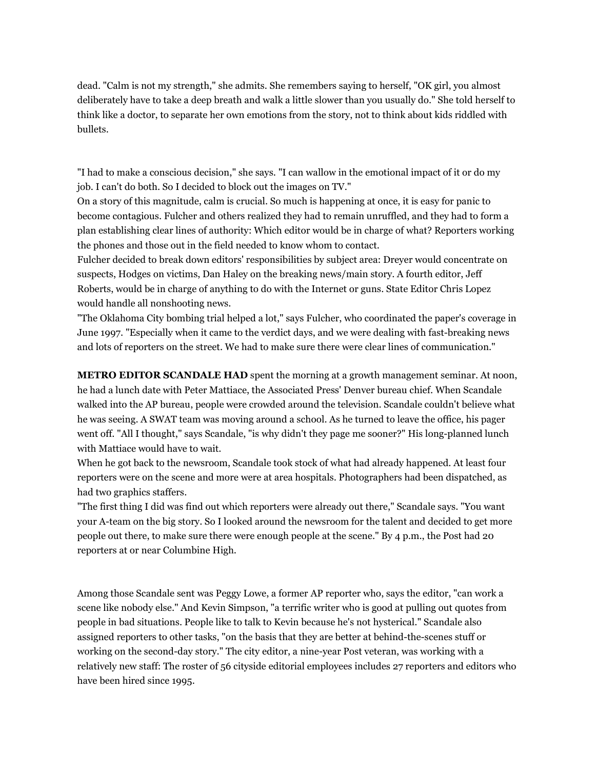dead. "Calm is not my strength," she admits. She remembers saying to herself, "OK girl, you almost deliberately have to take a deep breath and walk a little slower than you usually do." She told herself to think like a doctor, to separate her own emotions from the story, not to think about kids riddled with bullets.

"I had to make a conscious decision," she says. "I can wallow in the emotional impact of it or do my job. I can't do both. So I decided to block out the images on TV."

On a story of this magnitude, calm is crucial. So much is happening at once, it is easy for panic to become contagious. Fulcher and others realized they had to remain unruffled, and they had to form a plan establishing clear lines of authority: Which editor would be in charge of what? Reporters working the phones and those out in the field needed to know whom to contact.

Fulcher decided to break down editors' responsibilities by subject area: Dreyer would concentrate on suspects, Hodges on victims, Dan Haley on the breaking news/main story. A fourth editor, Jeff Roberts, would be in charge of anything to do with the Internet or guns. State Editor Chris Lopez would handle all nonshooting news.

"The Oklahoma City bombing trial helped a lot," says Fulcher, who coordinated the paper's coverage in June 1997. "Especially when it came to the verdict days, and we were dealing with fast-breaking news and lots of reporters on the street. We had to make sure there were clear lines of communication."

**METRO EDITOR SCANDALE HAD** spent the morning at a growth management seminar. At noon, he had a lunch date with Peter Mattiace, the Associated Press' Denver bureau chief. When Scandale walked into the AP bureau, people were crowded around the television. Scandale couldn't believe what he was seeing. A SWAT team was moving around a school. As he turned to leave the office, his pager went off. "All I thought," says Scandale, "is why didn't they page me sooner?" His long-planned lunch with Mattiace would have to wait.

When he got back to the newsroom, Scandale took stock of what had already happened. At least four reporters were on the scene and more were at area hospitals. Photographers had been dispatched, as had two graphics staffers.

"The first thing I did was find out which reporters were already out there," Scandale says. "You want your A-team on the big story. So I looked around the newsroom for the talent and decided to get more people out there, to make sure there were enough people at the scene." By 4 p.m., the Post had 20 reporters at or near Columbine High.

Among those Scandale sent was Peggy Lowe, a former AP reporter who, says the editor, "can work a scene like nobody else." And Kevin Simpson, "a terrific writer who is good at pulling out quotes from people in bad situations. People like to talk to Kevin because he's not hysterical." Scandale also assigned reporters to other tasks, "on the basis that they are better at behind-the-scenes stuff or working on the second-day story." The city editor, a nine-year Post veteran, was working with a relatively new staff: The roster of 56 cityside editorial employees includes 27 reporters and editors who have been hired since 1995.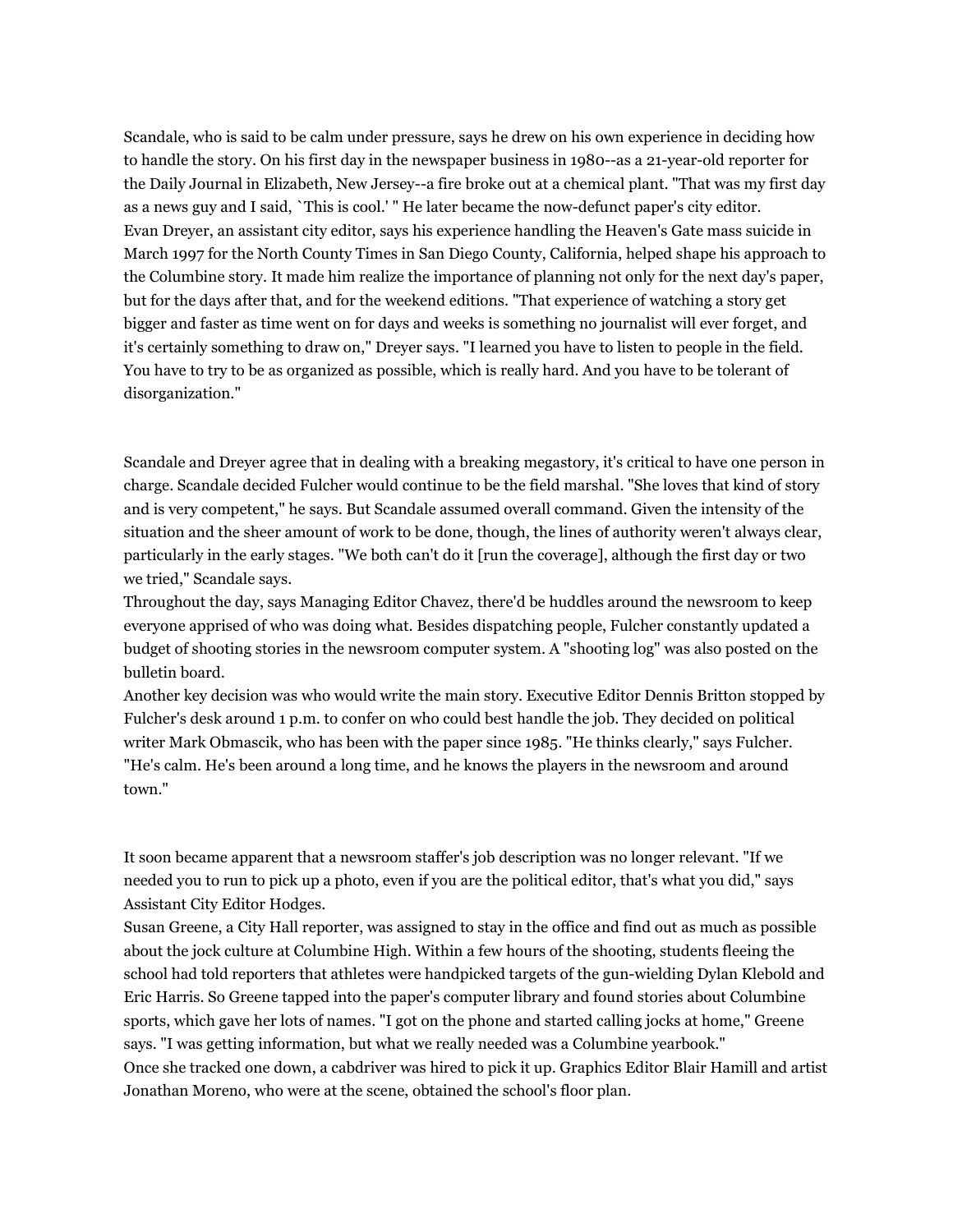Scandale, who is said to be calm under pressure, says he drew on his own experience in deciding how to handle the story. On his first day in the newspaper business in 1980--as a 21-year-old reporter for the Daily Journal in Elizabeth, New Jersey--a fire broke out at a chemical plant. "That was my first day as a news guy and I said, `This is cool.' " He later became the now-defunct paper's city editor.

Evan Dreyer, an assistant city editor, says his experience handling the Heaven's Gate mass suicide in March 1997 for the North County Times in San Diego County, California, helped shape his approach to the Columbine story. It made him realize the importance of planning not only for the next day's paper, but for the days after that, and for the weekend editions. "That experience of watching a story get bigger and faster as time went on for days and weeks is something no journalist will ever forget, and it's certainly something to draw on," Dreyer says. "I learned you have to listen to people in the field. You have to try to be as organized as possible, which is really hard. And you have to be tolerant of disorganization."

Scandale and Dreyer agree that in dealing with a breaking megastory, it's critical to have one person in charge. Scandale decided Fulcher would continue to be the field marshal. "She loves that kind of story and is very competent," he says. But Scandale assumed overall command. Given the intensity of the situation and the sheer amount of work to be done, though, the lines of authority weren't always clear, particularly in the early stages. "We both can't do it [run the coverage], although the first day or two we tried," Scandale says.

Throughout the day, says Managing Editor Chavez, there'd be huddles around the newsroom to keep everyone apprised of who was doing what. Besides dispatching people, Fulcher constantly updated a budget of shooting stories in the newsroom computer system. A "shooting log" was also posted on the bulletin board.

Another key decision was who would write the main story. Executive Editor Dennis Britton stopped by Fulcher's desk around 1 p.m. to confer on who could best handle the job. They decided on political writer Mark Obmascik, who has been with the paper since 1985. "He thinks clearly," says Fulcher. "He's calm. He's been around a long time, and he knows the players in the newsroom and around town."

It soon became apparent that a newsroom staffer's job description was no longer relevant. "If we needed you to run to pick up a photo, even if you are the political editor, that's what you did," says Assistant City Editor Hodges.

Susan Greene, a City Hall reporter, was assigned to stay in the office and find out as much as possible about the jock culture at Columbine High. Within a few hours of the shooting, students fleeing the school had told reporters that athletes were handpicked targets of the gun-wielding Dylan Klebold and Eric Harris. So Greene tapped into the paper's computer library and found stories about Columbine sports, which gave her lots of names. "I got on the phone and started calling jocks at home," Greene says. "I was getting information, but what we really needed was a Columbine yearbook."

Once she tracked one down, a cabdriver was hired to pick it up. Graphics Editor Blair Hamill and artist Jonathan Moreno, who were at the scene, obtained the school's floor plan.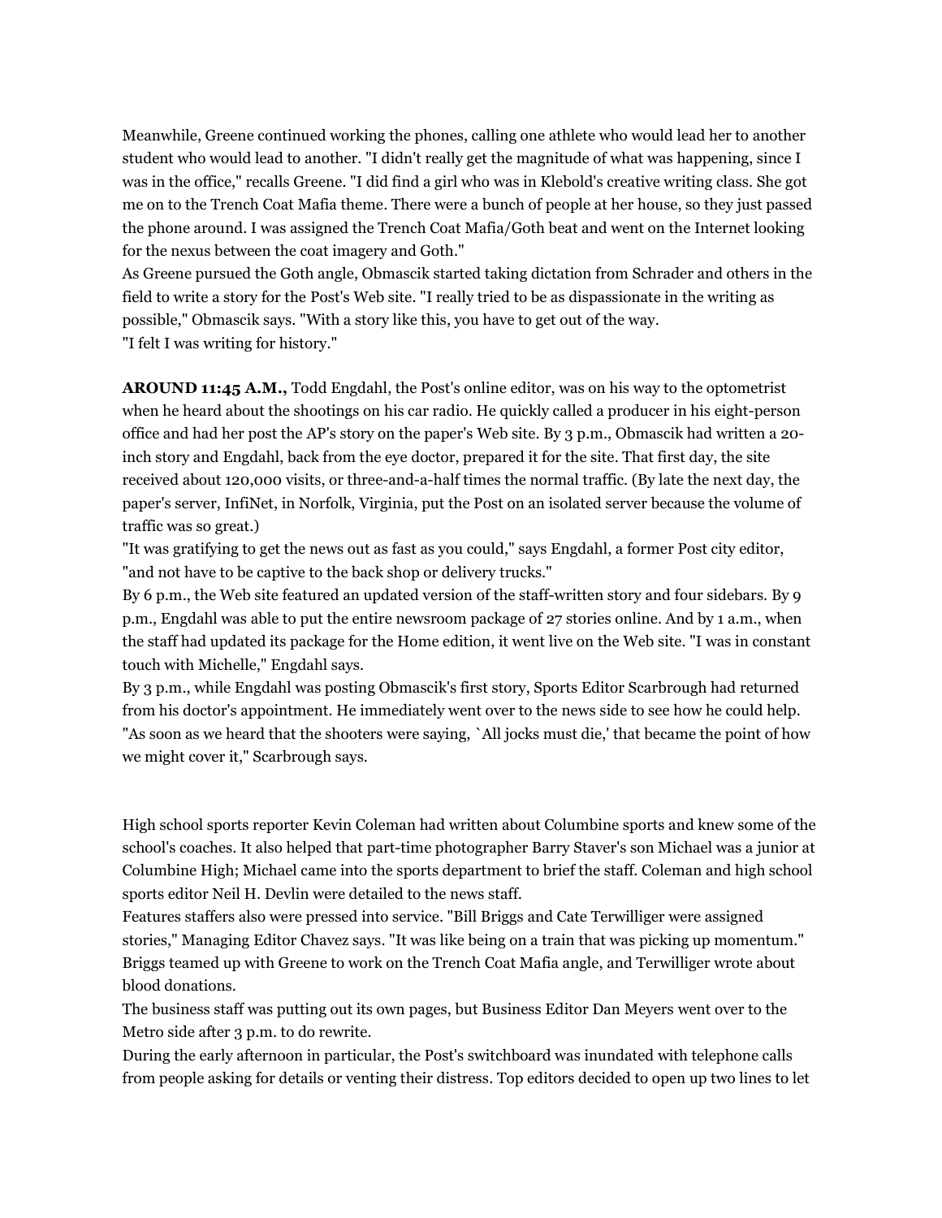Meanwhile, Greene continued working the phones, calling one athlete who would lead her to another student who would lead to another. "I didn't really get the magnitude of what was happening, since I was in the office," recalls Greene. "I did find a girl who was in Klebold's creative writing class. She got me on to the Trench Coat Mafia theme. There were a bunch of people at her house, so they just passed the phone around. I was assigned the Trench Coat Mafia/Goth beat and went on the Internet looking for the nexus between the coat imagery and Goth."

As Greene pursued the Goth angle, Obmascik started taking dictation from Schrader and others in the field to write a story for the Post's Web site. "I really tried to be as dispassionate in the writing as possible," Obmascik says. "With a story like this, you have to get out of the way.

"I felt I was writing for history."

**AROUND 11:45 A.M.,** Todd Engdahl, the Post's online editor, was on his way to the optometrist when he heard about the shootings on his car radio. He quickly called a producer in his eight-person office and had her post the AP's story on the paper's Web site. By 3 p.m., Obmascik had written a 20-inch story and Engdahl, back from the eye doctor, prepared it for the site. That first day, the site received about 120,000 visits, or three-and-a-half times the normal traffic. (By late the next day, the paper's server, InfiNet, in Norfolk, Virginia, put the Post on an isolated server because the volume of traffic was so great.)

"It was gratifying to get the news out as fast as you could," says Engdahl, a former Post city editor, "and not have to be captive to the back shop or delivery trucks."

By 6 p.m., the Web site featured an updated version of the staff-written story and four sidebars. By 9 p.m., Engdahl was able to put the entire newsroom package of 27 stories online. And by 1 a.m., when the staff had updated its package for the Home edition, it went live on the Web site. "I was in constant touch with Michelle," Engdahl says.

By 3 p.m., while Engdahl was posting Obmascik's first story, Sports Editor Scarbrough had returned from his doctor's appointment. He immediately went over to the news side to see how he could help. "As soon as we heard that the shooters were saying, `All jocks must die,' that became the point of how we might cover it," Scarbrough says.

High school sports reporter Kevin Coleman had written about Columbine sports and knew some of the school's coaches. It also helped that part-time photographer Barry Staver's son Michael was a junior at Columbine High; Michael came into the sports department to brief the staff. Coleman and high school sports editor Neil H. Devlin were detailed to the news staff.

Features staffers also were pressed into service. "Bill Briggs and Cate Terwilliger were assigned stories," Managing Editor Chavez says. "It was like being on a train that was picking up momentum." Briggs teamed up with Greene to work on the Trench Coat Mafia angle, and Terwilliger wrote about blood donations.

The business staff was putting out its own pages, but Business Editor Dan Meyers went over to the Metro side after 3 p.m. to do rewrite.

During the early afternoon in particular, the Post's switchboard was inundated with telephone calls from people asking for details or venting their distress. Top editors decided to open up two lines to let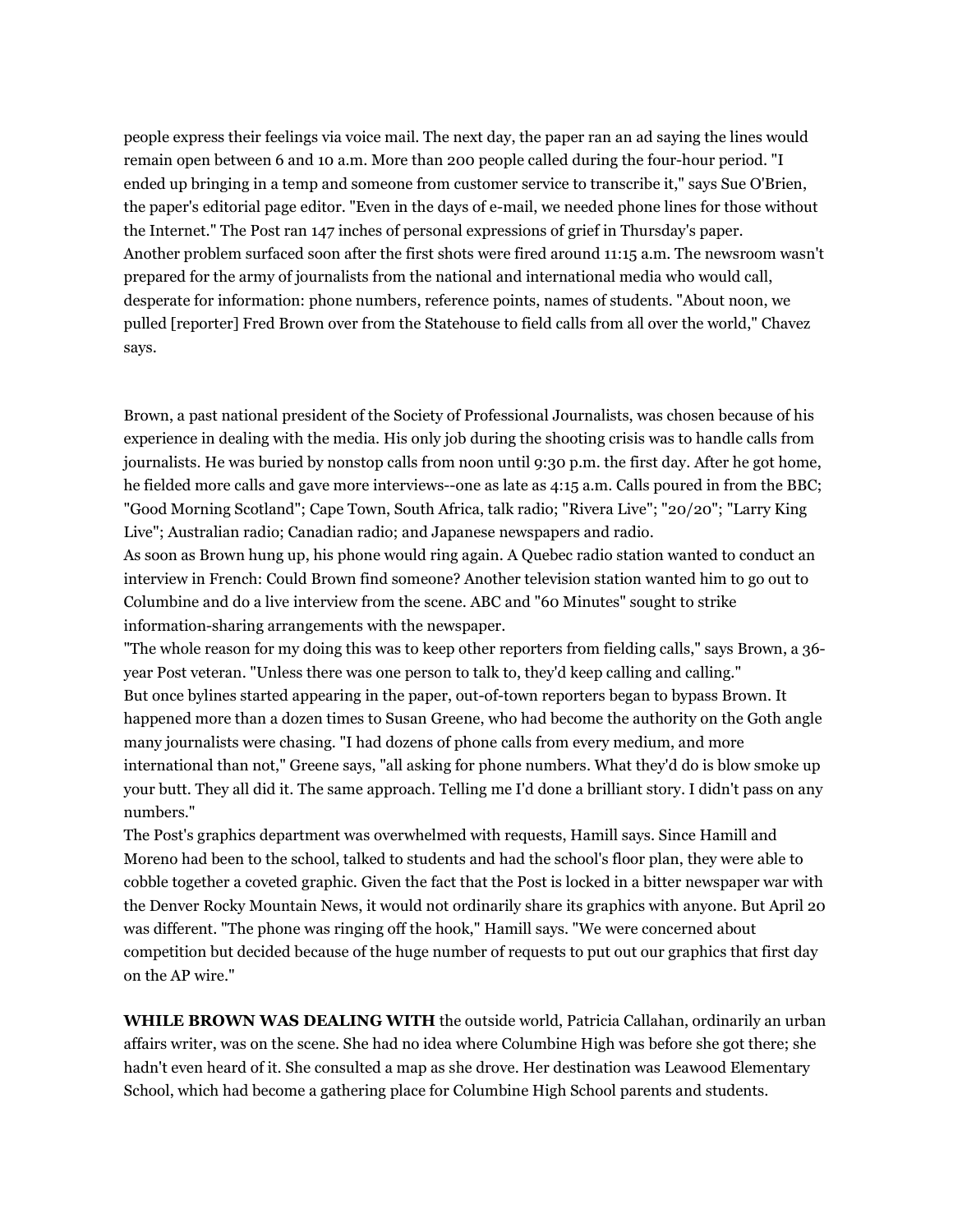people express their feelings via voice mail. The next day, the paper ran an ad saying the lines would remain open between 6 and 10 a.m. More than 200 people called during the four-hour period. "I ended up bringing in a temp and someone from customer service to transcribe it," says Sue O'Brien, the paper's editorial page editor. "Even in the days of e-mail, we needed phone lines for those without the Internet." The Post ran 147 inches of personal expressions of grief in Thursday's paper.

Another problem surfaced soon after the first shots were fired around 11:15 a.m. The newsroom wasn't prepared for the army of journalists from the national and international media who would call, desperate for information: phone numbers, reference points, names of students. "About noon, we pulled [reporter] Fred Brown over from the Statehouse to field calls from all over the world," Chavez says.

Brown, a past national president of the Society of Professional Journalists, was chosen because of his experience in dealing with the media. His only job during the shooting crisis was to handle calls from journalists. He was buried by nonstop calls from noon until 9:30 p.m. the first day. After he got home, he fielded more calls and gave more interviews--one as late as 4:15 a.m. Calls poured in from the BBC; "Good Morning Scotland"; Cape Town, South Africa, talk radio; "Rivera Live"; "20/20"; "Larry King Live"; Australian radio; Canadian radio; and Japanese newspapers and radio.

As soon as Brown hung up, his phone would ring again. A Quebec radio station wanted to conduct an interview in French: Could Brown find someone? Another television station wanted him to go out to Columbine and do a live interview from the scene. ABC and "60 Minutes" sought to strike information-sharing arrangements with the newspaper.

"The whole reason for my doing this was to keep other reporters from fielding calls," says Brown, a 36-year Post veteran. "Unless there was one person to talk to, they'd keep calling and calling."

But once bylines started appearing in the paper, out-of-town reporters began to bypass Brown. It happened more than a dozen times to Susan Greene, who had become the authority on the Goth angle many journalists were chasing. "I had dozens of phone calls from every medium, and more international than not," Greene says, "all asking for phone numbers. What they'd do is blow smoke up your butt. They all did it. The same approach. Telling me I'd done a brilliant story. I didn't pass on any numbers."

The Post's graphics department was overwhelmed with requests, Hamill says. Since Hamill and Moreno had been to the school, talked to students and had the school's floor plan, they were able to cobble together a coveted graphic. Given the fact that the Post is locked in a bitter newspaper war with the Denver Rocky Mountain News, it would not ordinarily share its graphics with anyone. But April 20 was different. "The phone was ringing off the hook," Hamill says. "We were concerned about competition but decided because of the huge number of requests to put out our graphics that first day on the AP wire."

**WHILE BROWN WAS DEALING WITH** the outside world, Patricia Callahan, ordinarily an urban affairs writer, was on the scene. She had no idea where Columbine High was before she got there; she hadn't even heard of it. She consulted a map as she drove. Her destination was Leawood Elementary School, which had become a gathering place for Columbine High School parents and students.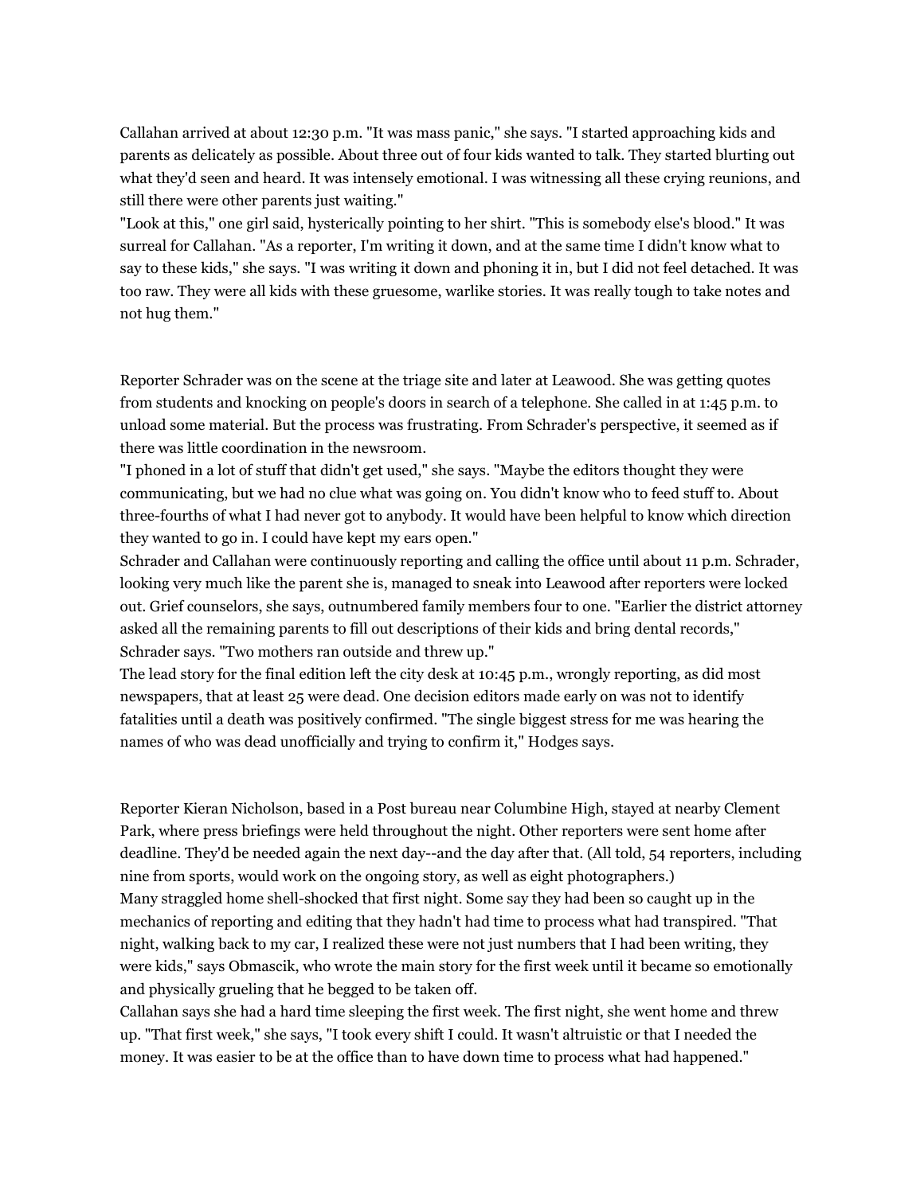Callahan arrived at about 12:30 p.m. "It was mass panic," she says. "I started approaching kids and parents as delicately as possible. About three out of four kids wanted to talk. They started blurting out what they'd seen and heard. It was intensely emotional. I was witnessing all these crying reunions, and still there were other parents just waiting."

"Look at this," one girl said, hysterically pointing to her shirt. "This is somebody else's blood." It was surreal for Callahan. "As a reporter, I'm writing it down, and at the same time I didn't know what to say to these kids," she says. "I was writing it down and phoning it in, but I did not feel detached. It was too raw. They were all kids with these gruesome, warlike stories. It was really tough to take notes and not hug them."

Reporter Schrader was on the scene at the triage site and later at Leawood. She was getting quotes from students and knocking on people's doors in search of a telephone. She called in at 1:45 p.m. to unload some material. But the process was frustrating. From Schrader's perspective, it seemed as if there was little coordination in the newsroom.

"I phoned in a lot of stuff that didn't get used," she says. "Maybe the editors thought they were communicating, but we had no clue what was going on. You didn't know who to feed stuff to. About three-fourths of what I had never got to anybody. It would have been helpful to know which direction they wanted to go in. I could have kept my ears open."

Schrader and Callahan were continuously reporting and calling the office until about 11 p.m. Schrader, looking very much like the parent she is, managed to sneak into Leawood after reporters were locked out. Grief counselors, she says, outnumbered family members four to one. "Earlier the district attorney asked all the remaining parents to fill out descriptions of their kids and bring dental records," Schrader says. "Two mothers ran outside and threw up."

The lead story for the final edition left the city desk at 10:45 p.m., wrongly reporting, as did most newspapers, that at least 25 were dead. One decision editors made early on was not to identify fatalities until a death was positively confirmed. "The single biggest stress for me was hearing the names of who was dead unofficially and trying to confirm it," Hodges says.

Reporter Kieran Nicholson, based in a Post bureau near Columbine High, stayed at nearby Clement Park, where press briefings were held throughout the night. Other reporters were sent home after deadline. They'd be needed again the next day--and the day after that. (All told, 54 reporters, including nine from sports, would work on the ongoing story, as well as eight photographers.)

Many straggled home shell-shocked that first night. Some say they had been so caught up in the mechanics of reporting and editing that they hadn't had time to process what had transpired. "That night, walking back to my car, I realized these were not just numbers that I had been writing, they were kids," says Obmascik, who wrote the main story for the first week until it became so emotionally and physically grueling that he begged to be taken off.

Callahan says she had a hard time sleeping the first week. The first night, she went home and threw up. "That first week," she says, "I took every shift I could. It wasn't altruistic or that I needed the money. It was easier to be at the office than to have down time to process what had happened."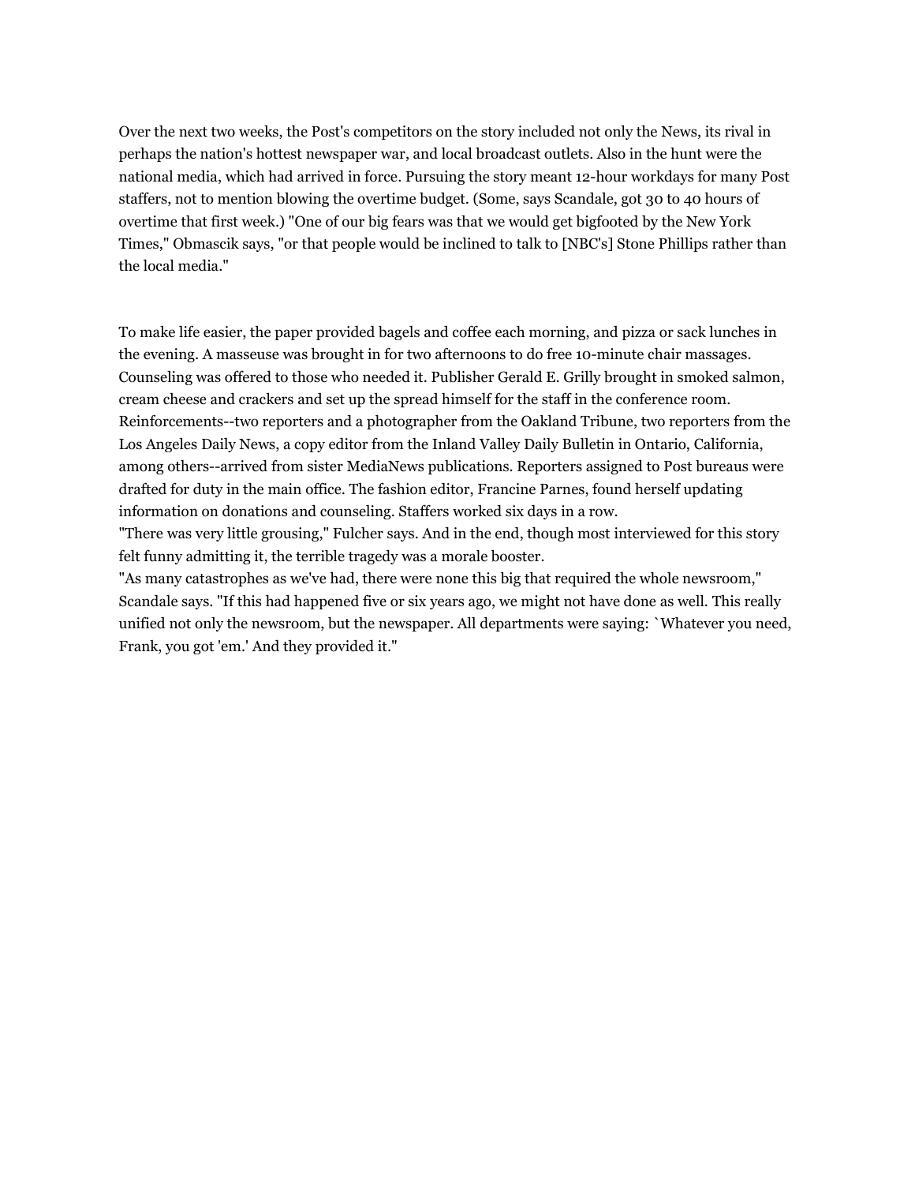Over the next two weeks, the Post's competitors on the story included not only the News, its rival in perhaps the nation's hottest newspaper war, and local broadcast outlets. Also in the hunt were the national media, which had arrived in force. Pursuing the story meant 12-hour workdays for many Post staffers, not to mention blowing the overtime budget. (Some, says Scandale, got 30 to 40 hours of overtime that first week.) "One of our big fears was that we would get bigfooted by the New York Times," Obmascik says, "or that people would be inclined to talk to [NBC's] Stone Phillips rather than the local media."

To make life easier, the paper provided bagels and coffee each morning, and pizza or sack lunches in the evening. A masseuse was brought in for two afternoons to do free 10-minute chair massages. Counseling was offered to those who needed it. Publisher Gerald E. Grilly brought in smoked salmon, cream cheese and crackers and set up the spread himself for the staff in the conference room. Reinforcements--two reporters and a photographer from the Oakland Tribune, two reporters from the Los Angeles Daily News, a copy editor from the Inland Valley Daily Bulletin in Ontario, California, among others--arrived from sister MediaNews publications. Reporters assigned to Post bureaus were drafted for duty in the main office. The fashion editor, Francine Parnes, found herself updating information on donations and counseling. Staffers worked six days in a row.

"There was very little grousing," Fulcher says. And in the end, though most interviewed for this story felt funny admitting it, the terrible tragedy was a morale booster.

"As many catastrophes as we've had, there were none this big that required the whole newsroom," Scandale says. "If this had happened five or six years ago, we might not have done as well. This really unified not only the newsroom, but the newspaper. All departments were saying: `Whatever you need, Frank, you got 'em.' And they provided it."